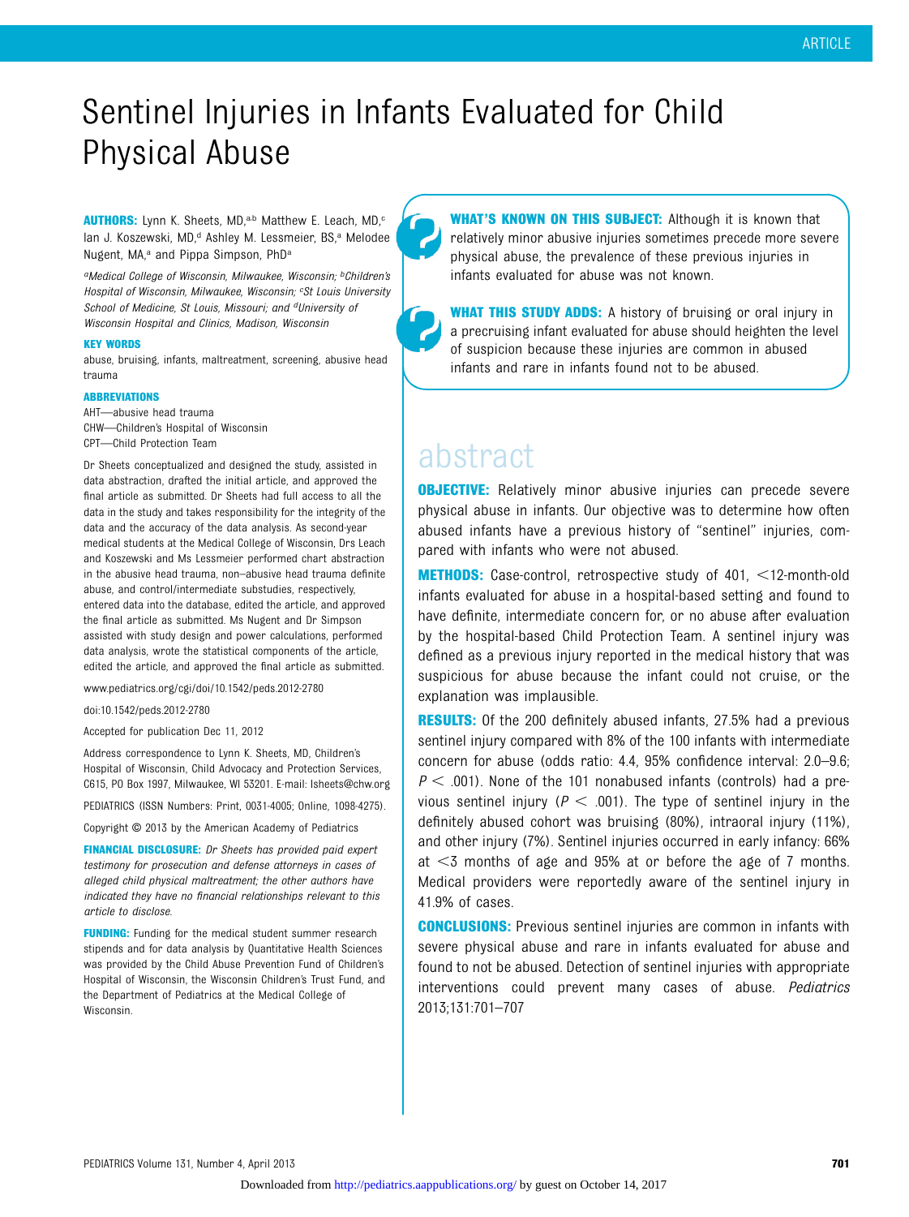# Sentinel Injuries in Infants Evaluated for Child Physical Abuse

**AUTHORS:** Lynn K. Sheets, MD,[a,b] Matthew E. Leach, MD,[c] Ian J. Koszewski, MD,[d] Ashley M. Lessmeier, BS,[a] Melodee Nugent, MA,[a] and Pippa Simpson, PhD[a]

[a]Medical College of Wisconsin, Milwaukee, Wisconsin; [b]Children's Hospital of Wisconsin, Milwaukee, Wisconsin; [c]St Louis University School of Medicine, St Louis, Missouri; and [d]University of Wisconsin Hospital and Clinics, Madison, Wisconsin

**KEY WORDS**

abuse, bruising, infants, maltreatment, screening, abusive head trauma

**ABBREVIATIONS**

AHT—abusive head trauma
CHW—Children's Hospital of Wisconsin
CPT—Child Protection Team

Dr Sheets conceptualized and designed the study, assisted in data abstraction, drafted the initial article, and approved the final article as submitted. Dr Sheets had full access to all the data in the study and takes responsibility for the integrity of the data and the accuracy of the data analysis. As second-year medical students at the Medical College of Wisconsin, Drs Leach and Koszewski and Ms Lessmeier performed chart abstraction in the abusive head trauma, non–abusive head trauma definite abuse, and control/intermediate substudies, respectively, entered data into the database, edited the article, and approved the final article as submitted. Ms Nugent and Dr Simpson assisted with study design and power calculations, performed data analysis, wrote the statistical components of the article, edited the article, and approved the final article as submitted.

www.pediatrics.org/cgi/doi/10.1542/peds.2012-2780

doi:10.1542/peds.2012-2780

Accepted for publication Dec 11, 2012

Address correspondence to Lynn K. Sheets, MD, Children's Hospital of Wisconsin, Child Advocacy and Protection Services, C615, PO Box 1997, Milwaukee, WI 53201. E-mail: lsheets@chw.org

PEDIATRICS (ISSN Numbers: Print, 0031-4005; Online, 1098-4275).

Copyright © 2013 by the American Academy of Pediatrics

**FINANCIAL DISCLOSURE:** *Dr Sheets has provided paid expert testimony for prosecution and defense attorneys in cases of alleged child physical maltreatment; the other authors have indicated they have no financial relationships relevant to this article to disclose.*

**FUNDING:** Funding for the medical student summer research stipends and for data analysis by Quantitative Health Sciences was provided by the Child Abuse Prevention Fund of Children's Hospital of Wisconsin, the Wisconsin Children's Trust Fund, and the Department of Pediatrics at the Medical College of Wisconsin.

**WHAT'S KNOWN ON THIS SUBJECT:** Although it is known that relatively minor abusive injuries sometimes precede more severe physical abuse, the prevalence of these previous injuries in infants evaluated for abuse was not known.

**WHAT THIS STUDY ADDS:** A history of bruising or oral injury in a precruising infant evaluated for abuse should heighten the level of suspicion because these injuries are common in abused infants and rare in infants found not to be abused.

## abstract

**OBJECTIVE:** Relatively minor abusive injuries can precede severe physical abuse in infants. Our objective was to determine how often abused infants have a previous history of "sentinel" injuries, compared with infants who were not abused.

**METHODS:** Case-control, retrospective study of 401, <12-month-old infants evaluated for abuse in a hospital-based setting and found to have definite, intermediate concern for, or no abuse after evaluation by the hospital-based Child Protection Team. A sentinel injury was defined as a previous injury reported in the medical history that was suspicious for abuse because the infant could not cruise, or the explanation was implausible.

**RESULTS:** Of the 200 definitely abused infants, 27.5% had a previous sentinel injury compared with 8% of the 100 infants with intermediate concern for abuse (odds ratio: 4.4, 95% confidence interval: 2.0–9.6; $P < .001$). None of the 101 nonabused infants (controls) had a previous sentinel injury ($P < .001$). The type of sentinel injury in the definitely abused cohort was bruising (80%), intraoral injury (11%), and other injury (7%). Sentinel injuries occurred in early infancy: 66% at <3 months of age and 95% at or before the age of 7 months. Medical providers were reportedly aware of the sentinel injury in 41.9% of cases.

**CONCLUSIONS:** Previous sentinel injuries are common in infants with severe physical abuse and rare in infants evaluated for abuse and found to not be abused. Detection of sentinel injuries with appropriate interventions could prevent many cases of abuse. *Pediatrics* 2013;131:701–707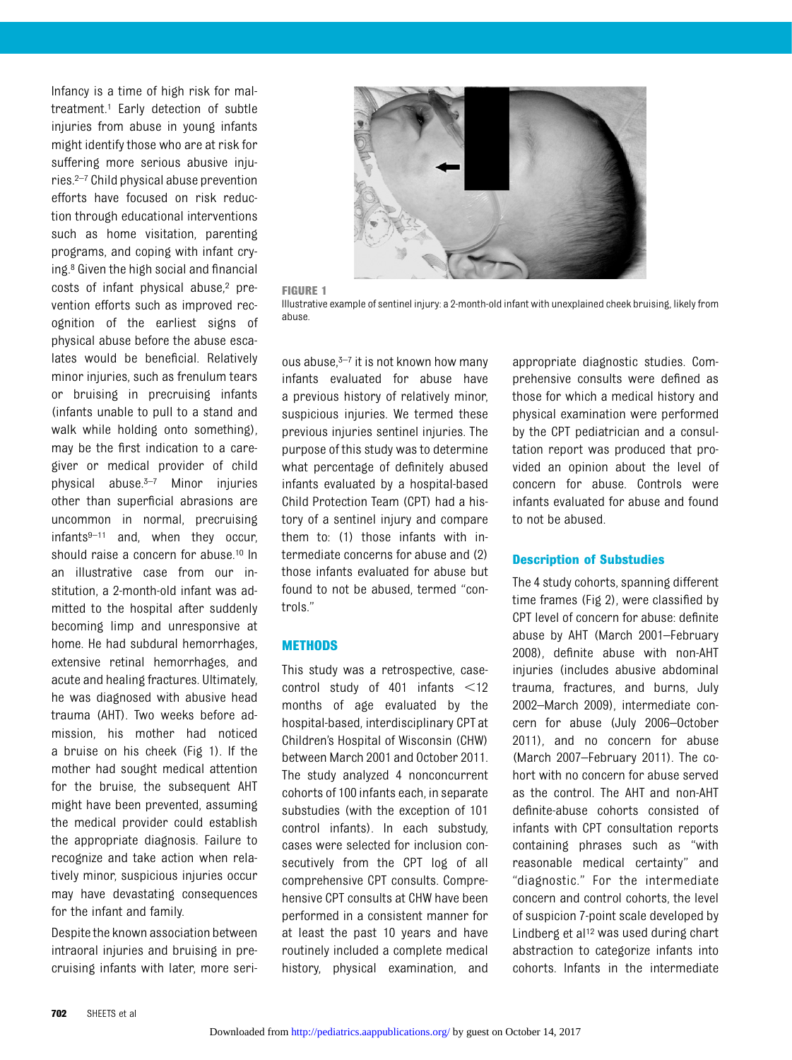Infancy is a time of high risk for maltreatment.[1] Early detection of subtle injuries from abuse in young infants might identify those who are at risk for suffering more serious abusive injuries.[2–7] Child physical abuse prevention efforts have focused on risk reduction through educational interventions such as home visitation, parenting programs, and coping with infant crying.[8] Given the high social and financial costs of infant physical abuse,[2] prevention efforts such as improved recognition of the earliest signs of physical abuse before the abuse escalates would be beneficial. Relatively minor injuries, such as frenulum tears or bruising in precruising infants (infants unable to pull to a stand and walk while holding onto something), may be the first indication to a caregiver or medical provider of child physical abuse.[3–7] Minor injuries other than superficial abrasions are uncommon in normal, precruising infants[9–11] and, when they occur, should raise a concern for abuse.[10] In an illustrative case from our institution, a 2-month-old infant was admitted to the hospital after suddenly becoming limp and unresponsive at home. He had subdural hemorrhages, extensive retinal hemorrhages, and acute and healing fractures. Ultimately, he was diagnosed with abusive head trauma (AHT). Two weeks before admission, his mother had noticed a bruise on his cheek (Fig 1). If the mother had sought medical attention for the bruise, the subsequent AHT might have been prevented, assuming the medical provider could establish the appropriate diagnosis. Failure to recognize and take action when relatively minor, suspicious injuries occur may have devastating consequences for the infant and family.

**FIGURE 1**
Illustrative example of sentinel injury: a 2-month-old infant with unexplained cheek bruising, likely from abuse.

Despite the known association between intraoral injuries and bruising in precruising infants with later, more serious abuse,[3–7] it is not known how many infants evaluated for abuse have a previous history of relatively minor, suspicious injuries. We termed these previous injuries sentinel injuries. The purpose of this study was to determine what percentage of definitely abused infants evaluated by a hospital-based Child Protection Team (CPT) had a history of a sentinel injury and compare them to: (1) those infants with intermediate concerns for abuse and (2) those infants evaluated for abuse but found to not be abused, termed "controls."

## METHODS

This study was a retrospective, case-control study of 401 infants <12 months of age evaluated by the hospital-based, interdisciplinary CPT at Children's Hospital of Wisconsin (CHW) between March 2001 and October 2011. The study analyzed 4 nonconcurrent cohorts of 100 infants each, in separate substudies (with the exception of 101 control infants). In each substudy, cases were selected for inclusion consecutively from the CPT log of all comprehensive CPT consults. Comprehensive CPT consults at CHW have been performed in a consistent manner for at least the past 10 years and have routinely included a complete medical history, physical examination, and appropriate diagnostic studies. Comprehensive consults were defined as those for which a medical history and physical examination were performed by the CPT pediatrician and a consultation report was produced that provided an opinion about the level of concern for abuse. Controls were infants evaluated for abuse and found to not be abused.

### Description of Substudies

The 4 study cohorts, spanning different time frames (Fig 2), were classified by CPT level of concern for abuse: definite abuse by AHT (March 2001–February 2008), definite abuse with non-AHT injuries (includes abusive abdominal trauma, fractures, and burns, July 2002–March 2009), intermediate concern for abuse (July 2006–October 2011), and no concern for abuse (March 2007–February 2011). The cohort with no concern for abuse served as the control. The AHT and non-AHT definite-abuse cohorts consisted of infants with CPT consultation reports containing phrases such as "with reasonable medical certainty" and "diagnostic." For the intermediate concern and control cohorts, the level of suspicion 7-point scale developed by Lindberg et al[12] was used during chart abstraction to categorize infants into cohorts. Infants in the intermediate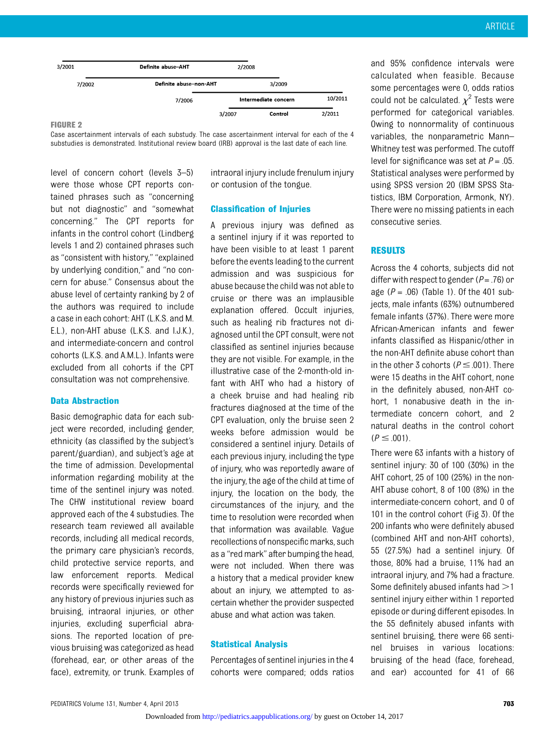3/2001 Definite abuse–AHT 2/2008

7/2002 Definite abuse–non-AHT 3/2009

7/2006 Intermediate concern 10/2011

3/2007 Control 2/2011

**FIGURE 2**

Case ascertainment intervals of each substudy. The case ascertainment interval for each of the 4 substudies is demonstrated. Institutional review board (IRB) approval is the last date of each line.

level of concern cohort (levels 3–5) were those whose CPT reports contained phrases such as "concerning but not diagnostic" and "somewhat concerning." The CPT reports for infants in the control cohort (Lindberg levels 1 and 2) contained phrases such as "consistent with history," "explained by underlying condition," and "no concern for abuse." Consensus about the abuse level of certainty ranking by 2 of the authors was required to include a case in each cohort: AHT (L.K.S. and M. E.L.), non-AHT abuse (L.K.S. and I.J.K.), and intermediate-concern and control cohorts (L.K.S. and A.M.L.). Infants were excluded from all cohorts if the CPT consultation was not comprehensive.

### Data Abstraction

Basic demographic data for each subject were recorded, including gender, ethnicity (as classified by the subject's parent/guardian), and subject's age at the time of admission. Developmental information regarding mobility at the time of the sentinel injury was noted. The CHW institutional review board approved each of the 4 substudies. The research team reviewed all available records, including all medical records, the primary care physician's records, child protective service reports, and law enforcement reports. Medical records were specifically reviewed for any history of previous injuries such as bruising, intraoral injuries, or other injuries, excluding superficial abrasions. The reported location of previous bruising was categorized as head (forehead, ear, or other areas of the face), extremity, or trunk. Examples of intraoral injury include frenulum injury or contusion of the tongue.

### Classification of Injuries

A previous injury was defined as a sentinel injury if it was reported to have been visible to at least 1 parent before the events leading to the current admission and was suspicious for abuse because the child was not able to cruise or there was an implausible explanation offered. Occult injuries, such as healing rib fractures not diagnosed until the CPT consult, were not classified as sentinel injuries because they are not visible. For example, in the illustrative case of the 2-month-old infant with AHT who had a history of a cheek bruise and had healing rib fractures diagnosed at the time of the CPT evaluation, only the bruise seen 2 weeks before admission would be considered a sentinel injury. Details of each previous injury, including the type of injury, who was reportedly aware of the injury, the age of the child at time of injury, the location on the body, the circumstances of the injury, and the time to resolution were recorded when that information was available. Vague recollections of nonspecific marks, such as a "red mark" after bumping the head, were not included. When there was a history that a medical provider knew about an injury, we attempted to ascertain whether the provider suspected abuse and what action was taken.

### Statistical Analysis

Percentages of sentinel injuries in the 4 cohorts were compared; odds ratios and 95% confidence intervals were calculated when feasible. Because some percentages were 0, odds ratios could not be calculated. $\chi^2$ Tests were performed for categorical variables. Owing to nonnormality of continuous variables, the nonparametric Mann–Whitney test was performed. The cutoff level for significance was set at $P = .05$. Statistical analyses were performed by using SPSS version 20 (IBM SPSS Statistics, IBM Corporation, Armonk, NY). There were no missing patients in each consecutive series.

## RESULTS

Across the 4 cohorts, subjects did not differ with respect to gender ($P = .76$) or age ($P = .06$) (Table 1). Of the 401 subjects, male infants (63%) outnumbered female infants (37%). There were more African-American infants and fewer infants classified as Hispanic/other in the non-AHT definite abuse cohort than in the other 3 cohorts ($P \leq .001$). There were 15 deaths in the AHT cohort, none in the definitely abused, non-AHT cohort, 1 nonabusive death in the intermediate concern cohort, and 2 natural deaths in the control cohort ($P \leq .001$).

There were 63 infants with a history of sentinel injury: 30 of 100 (30%) in the AHT cohort, 25 of 100 (25%) in the non-AHT abuse cohort, 8 of 100 (8%) in the intermediate-concern cohort, and 0 of 101 in the control cohort (Fig 3). Of the 200 infants who were definitely abused (combined AHT and non-AHT cohorts), 55 (27.5%) had a sentinel injury. Of those, 80% had a bruise, 11% had an intraoral injury, and 7% had a fracture. Some definitely abused infants had >1 sentinel injury either within 1 reported episode or during different episodes. In the 55 definitely abused infants with sentinel bruising, there were 66 sentinel bruises in various locations: bruising of the head (face, forehead, and ear) accounted for 41 of 66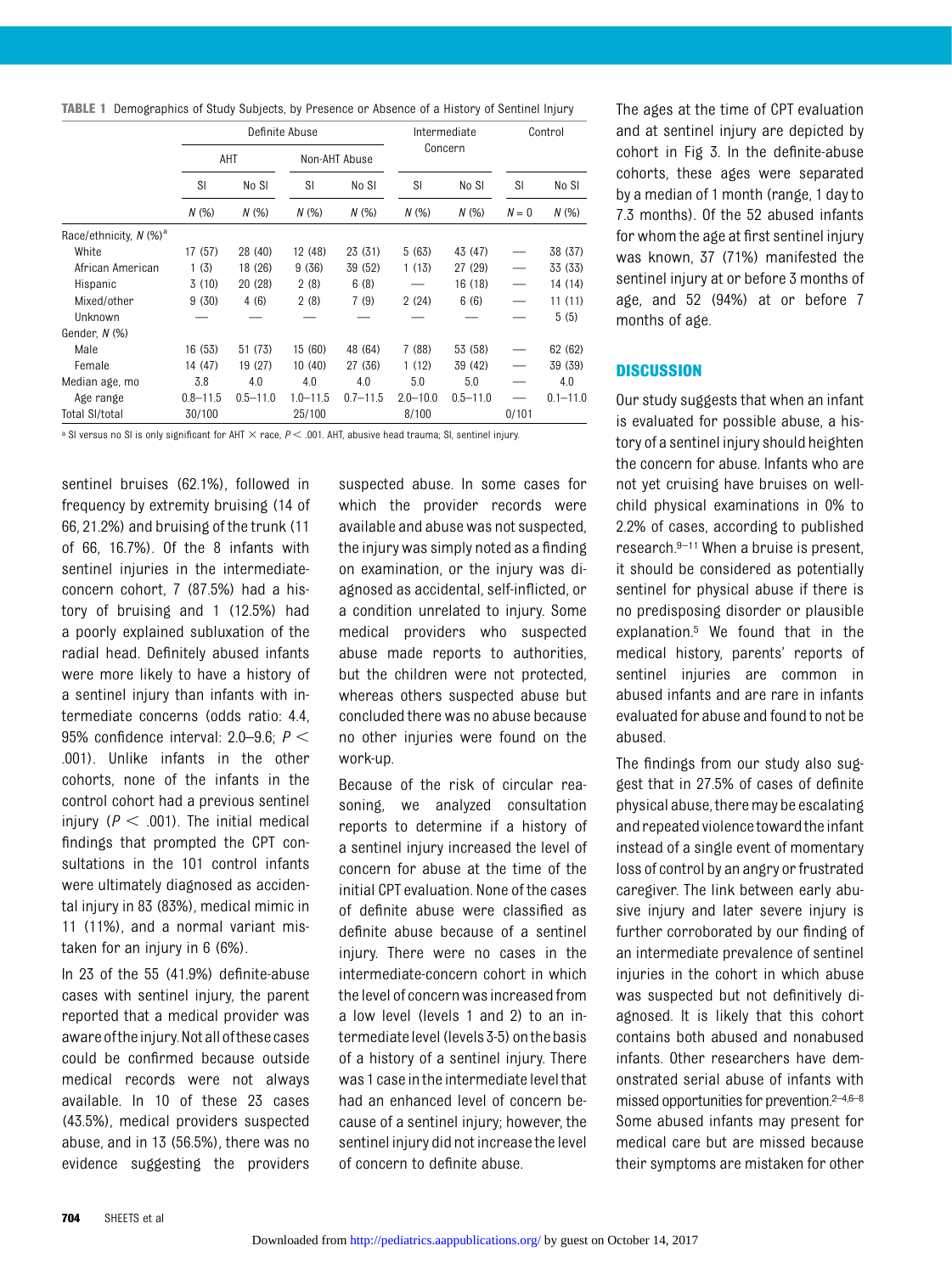**TABLE 1** Demographics of Study Subjects, by Presence or Absence of a History of Sentinel Injury

| | Definite Abuse | | | | Intermediate Concern | | Control | |
|---|---|---|---|---|---|---|---|---|
| | AHT | | Non-AHT Abuse | | | | | |
| | SI | No SI | SI | No SI | SI | No SI | SI | No SI |
| | N (%) | N (%) | N (%) | N (%) | N (%) | N (%) | N = 0 | N (%) |
| Race/ethnicity, N (%)[a] | | | | | | | | |
| White | 17 (57) | 28 (40) | 12 (48) | 23 (31) | 5 (63) | 43 (47) | — | 38 (37) |
| African American | 1 (3) | 18 (26) | 9 (36) | 39 (52) | 1 (13) | 27 (29) | — | 33 (33) |
| Hispanic | 3 (10) | 20 (28) | 2 (8) | 6 (8) | — | 16 (18) | — | 14 (14) |
| Mixed/other | 9 (30) | 4 (6) | 2 (8) | 7 (9) | 2 (24) | 6 (6) | — | 11 (11) |
| Unknown | — | — | — | — | — | — | — | 5 (5) |
| Gender, N (%) | | | | | | | | |
| Male | 16 (53) | 51 (73) | 15 (60) | 48 (64) | 7 (88) | 53 (58) | — | 62 (62) |
| Female | 14 (47) | 19 (27) | 10 (40) | 27 (36) | 1 (12) | 39 (42) | — | 39 (39) |
| Median age, mo | 3.8 | 4.0 | 4.0 | 4.0 | 5.0 | 5.0 | — | 4.0 |
| Age range | 0.8–11.5 | 0.5–11.0 | 1.0–11.5 | 0.7–11.5 | 2.0–10.0 | 0.5–11.0 | — | 0.1–11.0 |
| Total SI/total | 30/100 | | 25/100 | | 8/100 | | 0/101 | |

[a] SI versus no SI is only significant for AHT × race, $P < .001$. AHT, abusive head trauma; SI, sentinel injury.

sentinel bruises (62.1%), followed in frequency by extremity bruising (14 of 66, 21.2%) and bruising of the trunk (11 of 66, 16.7%). Of the 8 infants with sentinel injuries in the intermediate-concern cohort, 7 (87.5%) had a history of bruising and 1 (12.5%) had a poorly explained subluxation of the radial head. Definitely abused infants were more likely to have a history of a sentinel injury than infants with intermediate concerns (odds ratio: 4.4, 95% confidence interval: 2.0–9.6; $P < .001$). Unlike infants in the other cohorts, none of the infants in the control cohort had a previous sentinel injury ($P < .001$). The initial medical findings that prompted the CPT consultations in the 101 control infants were ultimately diagnosed as accidental injury in 83 (83%), medical mimic in 11 (11%), and a normal variant mistaken for an injury in 6 (6%).

In 23 of the 55 (41.9%) definite-abuse cases with sentinel injury, the parent reported that a medical provider was aware of the injury. Not all of these cases could be confirmed because outside medical records were not always available. In 10 of these 23 cases (43.5%), medical providers suspected abuse, and in 13 (56.5%), there was no evidence suggesting the providers suspected abuse. In some cases for which the provider records were available and abuse was not suspected, the injury was simply noted as a finding on examination, or the injury was diagnosed as accidental, self-inflicted, or a condition unrelated to injury. Some medical providers who suspected abuse made reports to authorities, but the children were not protected, whereas others suspected abuse but concluded there was no abuse because no other injuries were found on the work-up.

Because of the risk of circular reasoning, we analyzed consultation reports to determine if a history of a sentinel injury increased the level of concern for abuse at the time of the initial CPT evaluation. None of the cases of definite abuse were classified as definite abuse because of a sentinel injury. There were no cases in the intermediate-concern cohort in which the level of concern was increased from a low level (levels 1 and 2) to an intermediate level (levels 3-5) on the basis of a history of a sentinel injury. There was 1 case in the intermediate level that had an enhanced level of concern because of a sentinel injury; however, the sentinel injury did not increase the level of concern to definite abuse.

The ages at the time of CPT evaluation and at sentinel injury are depicted by cohort in Fig 3. In the definite-abuse cohorts, these ages were separated by a median of 1 month (range, 1 day to 7.3 months). Of the 52 abused infants for whom the age at first sentinel injury was known, 37 (71%) manifested the sentinel injury at or before 3 months of age, and 52 (94%) at or before 7 months of age.

## DISCUSSION

Our study suggests that when an infant is evaluated for possible abuse, a history of a sentinel injury should heighten the concern for abuse. Infants who are not yet cruising have bruises on well-child physical examinations in 0% to 2.2% of cases, according to published research.[9–11] When a bruise is present, it should be considered as potentially sentinel for physical abuse if there is no predisposing disorder or plausible explanation.[5] We found that in the medical history, parents' reports of sentinel injuries are common in abused infants and are rare in infants evaluated for abuse and found to not be abused.

The findings from our study also suggest that in 27.5% of cases of definite physical abuse, there may be escalating and repeated violence toward the infant instead of a single event of momentary loss of control by an angry or frustrated caregiver. The link between early abusive injury and later severe injury is further corroborated by our finding of an intermediate prevalence of sentinel injuries in the cohort in which abuse was suspected but not definitively diagnosed. It is likely that this cohort contains both abused and nonabused infants. Other researchers have demonstrated serial abuse of infants with missed opportunities for prevention.[2–4,6–8] Some abused infants may present for medical care but are missed because their symptoms are mistaken for other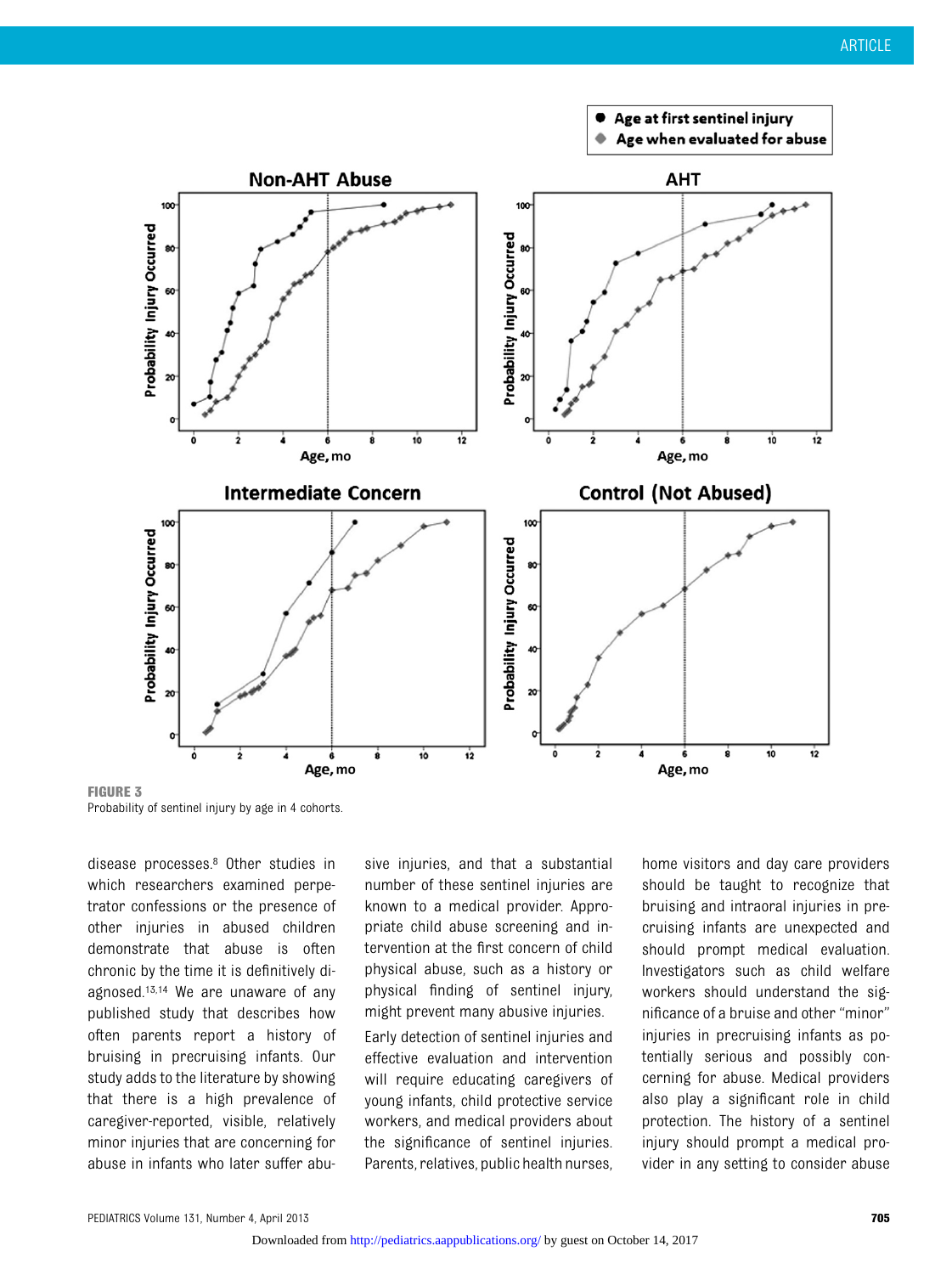FIGURE 3
Probability of sentinel injury by age in 4 cohorts.

disease processes.[8] Other studies in which researchers examined perpetrator confessions or the presence of other injuries in abused children demonstrate that abuse is often chronic by the time it is definitively diagnosed.[13,14] We are unaware of any published study that describes how often parents report a history of bruising in precruising infants. Our study adds to the literature by showing that there is a high prevalence of caregiver-reported, visible, relatively minor injuries that are concerning for abuse in infants who later suffer abusive injuries, and that a substantial number of these sentinel injuries are known to a medical provider. Appropriate child abuse screening and intervention at the first concern of child physical abuse, such as a history or physical finding of sentinel injury, might prevent many abusive injuries.

Early detection of sentinel injuries and effective evaluation and intervention will require educating caregivers of young infants, child protective service workers, and medical providers about the significance of sentinel injuries. Parents, relatives, public health nurses, home visitors and day care providers should be taught to recognize that bruising and intraoral injuries in precruising infants are unexpected and should prompt medical evaluation. Investigators such as child welfare workers should understand the significance of a bruise and other "minor" injuries in precruising infants as potentially serious and possibly concerning for abuse. Medical providers also play a significant role in child protection. The history of a sentinel injury should prompt a medical provider in any setting to consider abuse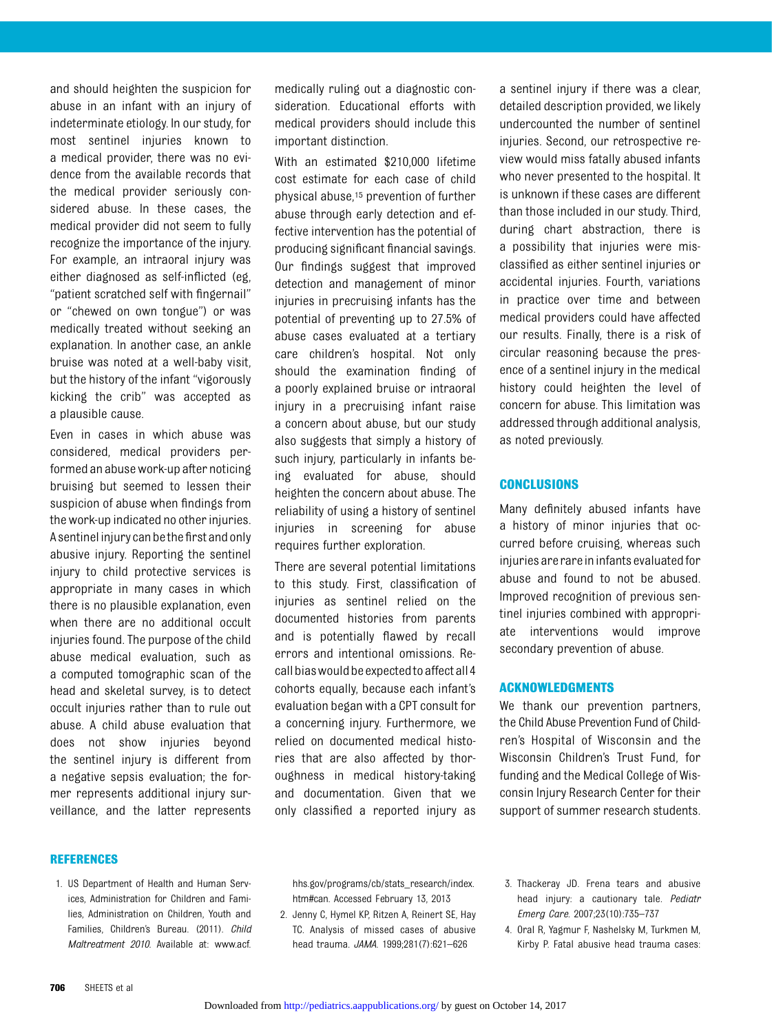and should heighten the suspicion for abuse in an infant with an injury of indeterminate etiology. In our study, for most sentinel injuries known to a medical provider, there was no evidence from the available records that the medical provider seriously considered abuse. In these cases, the medical provider did not seem to fully recognize the importance of the injury. For example, an intraoral injury was either diagnosed as self-inflicted (eg, "patient scratched self with fingernail" or "chewed on own tongue") or was medically treated without seeking an explanation. In another case, an ankle bruise was noted at a well-baby visit, but the history of the infant "vigorously kicking the crib" was accepted as a plausible cause.

Even in cases in which abuse was considered, medical providers performed an abuse work-up after noticing bruising but seemed to lessen their suspicion of abuse when findings from the work-up indicated no other injuries. A sentinel injury can be the first and only abusive injury. Reporting the sentinel injury to child protective services is appropriate in many cases in which there is no plausible explanation, even when there are no additional occult injuries found. The purpose of the child abuse medical evaluation, such as a computed tomographic scan of the head and skeletal survey, is to detect occult injuries rather than to rule out abuse. A child abuse evaluation that does not show injuries beyond the sentinel injury is different from a negative sepsis evaluation; the former represents additional injury surveillance, and the latter represents medically ruling out a diagnostic consideration. Educational efforts with medical providers should include this important distinction.

With an estimated $210,000 lifetime cost estimate for each case of child physical abuse,[15] prevention of further abuse through early detection and effective intervention has the potential of producing significant financial savings. Our findings suggest that improved detection and management of minor injuries in precruising infants has the potential of preventing up to 27.5% of abuse cases evaluated at a tertiary care children's hospital. Not only should the examination finding of a poorly explained bruise or intraoral injury in a precruising infant raise a concern about abuse, but our study also suggests that simply a history of such injury, particularly in infants being evaluated for abuse, should heighten the concern about abuse. The reliability of using a history of sentinel injuries in screening for abuse requires further exploration.

There are several potential limitations to this study. First, classification of injuries as sentinel relied on the documented histories from parents and is potentially flawed by recall errors and intentional omissions. Recall bias would be expected to affect all 4 cohorts equally, because each infant's evaluation began with a CPT consult for a concerning injury. Furthermore, we relied on documented medical histories that are also affected by thoroughness in medical history-taking and documentation. Given that we only classified a reported injury as a sentinel injury if there was a clear, detailed description provided, we likely undercounted the number of sentinel injuries. Second, our retrospective review would miss fatally abused infants who never presented to the hospital. It is unknown if these cases are different than those included in our study. Third, during chart abstraction, there is a possibility that injuries were misclassified as either sentinel injuries or accidental injuries. Fourth, variations in practice over time and between medical providers could have affected our results. Finally, there is a risk of circular reasoning because the presence of a sentinel injury in the medical history could heighten the level of concern for abuse. This limitation was addressed through additional analysis, as noted previously.

## CONCLUSIONS

Many definitely abused infants have a history of minor injuries that occurred before cruising, whereas such injuries are rare in infants evaluated for abuse and found to not be abused. Improved recognition of previous sentinel injuries combined with appropriate interventions would improve secondary prevention of abuse.

## ACKNOWLEDGMENTS

We thank our prevention partners, the Child Abuse Prevention Fund of Children's Hospital of Wisconsin and the Wisconsin Children's Trust Fund, for funding and the Medical College of Wisconsin Injury Research Center for their support of summer research students.

## REFERENCES

1. US Department of Health and Human Services, Administration for Children and Families, Administration on Children, Youth and Families, Children's Bureau. (2011). *Child Maltreatment 2010*. Available at: www.acf.hhs.gov/programs/cb/stats_research/index.htm#can. Accessed February 13, 2013
2. Jenny C, Hymel KP, Ritzen A, Reinert SE, Hay TC. Analysis of missed cases of abusive head trauma. *JAMA*. 1999;281(7):621–626
3. Thackeray JD. Frena tears and abusive head injury: a cautionary tale. *Pediatr Emerg Care*. 2007;23(10):735–737
4. Oral R, Yagmur F, Nashelsky M, Turkmen M, Kirby P. Fatal abusive head trauma cases: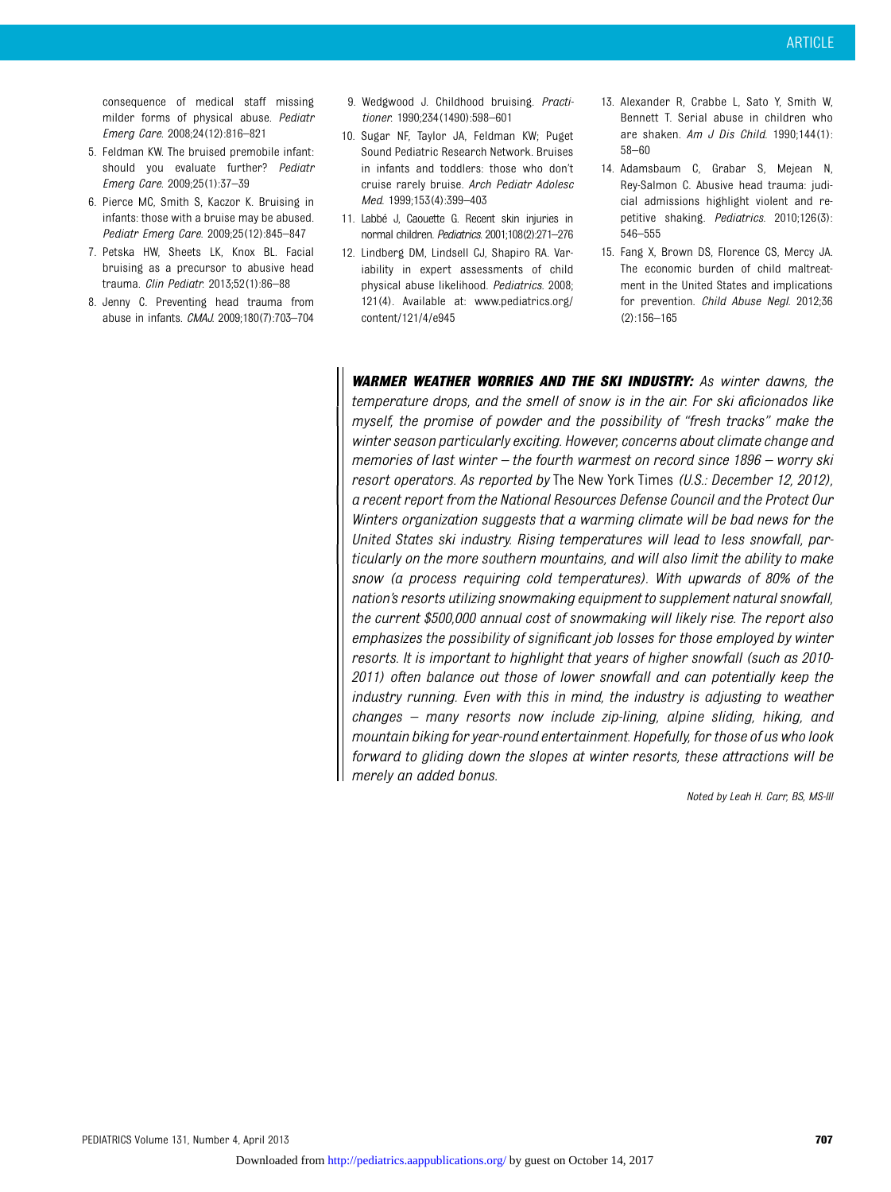consequence of medical staff missing milder forms of physical abuse. *Pediatr Emerg Care*. 2008;24(12):816–821

5. Feldman KW. The bruised premobile infant: should you evaluate further? *Pediatr Emerg Care*. 2009;25(1):37–39
6. Pierce MC, Smith S, Kaczor K. Bruising in infants: those with a bruise may be abused. *Pediatr Emerg Care*. 2009;25(12):845–847
7. Petska HW, Sheets LK, Knox BL. Facial bruising as a precursor to abusive head trauma. *Clin Pediatr*. 2013;52(1):86–88
8. Jenny C. Preventing head trauma from abuse in infants. *CMAJ*. 2009;180(7):703–704
9. Wedgwood J. Childhood bruising. *Practitioner*. 1990;234(1490):598–601
10. Sugar NF, Taylor JA, Feldman KW; Puget Sound Pediatric Research Network. Bruises in infants and toddlers: those who don't cruise rarely bruise. *Arch Pediatr Adolesc Med*. 1999;153(4):399–403
11. Labbé J, Caouette G. Recent skin injuries in normal children. *Pediatrics*. 2001;108(2):271–276
12. Lindberg DM, Lindsell CJ, Shapiro RA. Variability in expert assessments of child physical abuse likelihood. *Pediatrics*. 2008; 121(4). Available at: www.pediatrics.org/content/121/4/e945
13. Alexander R, Crabbe L, Sato Y, Smith W, Bennett T. Serial abuse in children who are shaken. *Am J Dis Child*. 1990;144(1):58–60
14. Adamsbaum C, Grabar S, Mejean N, Rey-Salmon C. Abusive head trauma: judicial admissions highlight violent and repetitive shaking. *Pediatrics*. 2010;126(3):546–555
15. Fang X, Brown DS, Florence CS, Mercy JA. The economic burden of child maltreatment in the United States and implications for prevention. *Child Abuse Negl*. 2012;36(2):156–165

***WARMER WEATHER WORRIES AND THE SKI INDUSTRY:*** *As winter dawns, the temperature drops, and the smell of snow is in the air. For ski aficionados like myself, the promise of powder and the possibility of "fresh tracks" make the winter season particularly exciting. However, concerns about climate change and memories of last winter – the fourth warmest on record since 1896 – worry ski resort operators. As reported by* The New York Times *(U.S.: December 12, 2012), a recent report from the National Resources Defense Council and the Protect Our Winters organization suggests that a warming climate will be bad news for the United States ski industry. Rising temperatures will lead to less snowfall, particularly on the more southern mountains, and will also limit the ability to make snow (a process requiring cold temperatures). With upwards of 80% of the nation's resorts utilizing snowmaking equipment to supplement natural snowfall, the current $500,000 annual cost of snowmaking will likely rise. The report also emphasizes the possibility of significant job losses for those employed by winter resorts. It is important to highlight that years of higher snowfall (such as 2010-2011) often balance out those of lower snowfall and can potentially keep the industry running. Even with this in mind, the industry is adjusting to weather changes – many resorts now include zip-lining, alpine sliding, hiking, and mountain biking for year-round entertainment. Hopefully, for those of us who look forward to gliding down the slopes at winter resorts, these attractions will be merely an added bonus.*

*Noted by Leah H. Carr, BS, MS-III*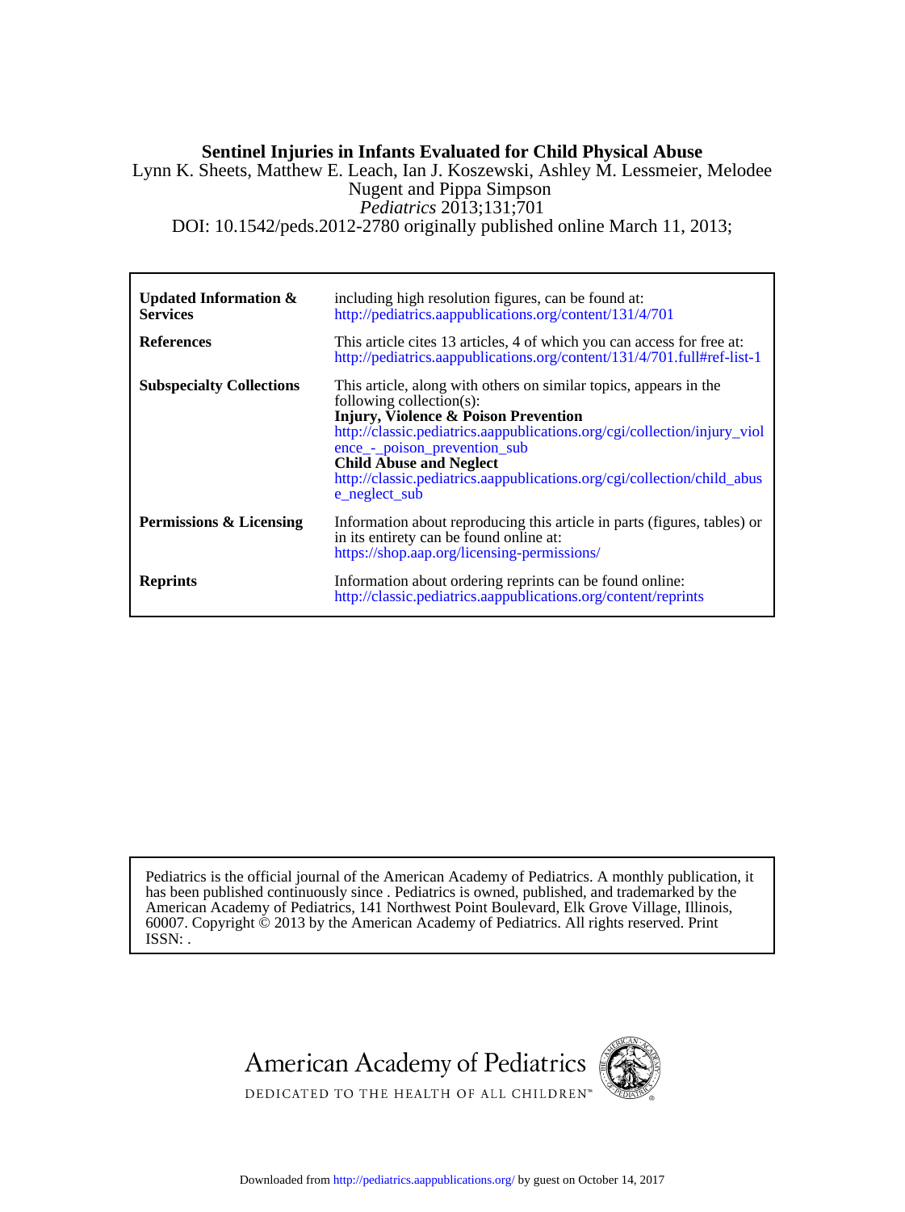# Sentinel Injuries in Infants Evaluated for Child Physical Abuse

Lynn K. Sheets, Matthew E. Leach, Ian J. Koszewski, Ashley M. Lessmeier, Melodee Nugent and Pippa Simpson

*Pediatrics* 2013;131;701

DOI: 10.1542/peds.2012-2780 originally published online March 11, 2013;

| | |
|---|---|
| **Updated Information & Services** | including high resolution figures, can be found at: http://pediatrics.aappublications.org/content/131/4/701 |
| **References** | This article cites 13 articles, 4 of which you can access for free at: http://pediatrics.aappublications.org/content/131/4/701.full#ref-list-1 |
| **Subspecialty Collections** | This article, along with others on similar topics, appears in the following collection(s): **Injury, Violence & Poison Prevention** http://classic.pediatrics.aappublications.org/cgi/collection/injury_violence_-_poison_prevention_sub **Child Abuse and Neglect** http://classic.pediatrics.aappublications.org/cgi/collection/child_abuse_neglect_sub |
| **Permissions & Licensing** | Information about reproducing this article in parts (figures, tables) or in its entirety can be found online at: https://shop.aap.org/licensing-permissions/ |
| **Reprints** | Information about ordering reprints can be found online: http://classic.pediatrics.aappublications.org/content/reprints |

Pediatrics is the official journal of the American Academy of Pediatrics. A monthly publication, it has been published continuously since . Pediatrics is owned, published, and trademarked by the American Academy of Pediatrics, 141 Northwest Point Boulevard, Elk Grove Village, Illinois, 60007. Copyright © 2013 by the American Academy of Pediatrics. All rights reserved. Print ISSN: .

American Academy of Pediatrics

DEDICATED TO THE HEALTH OF ALL CHILDREN™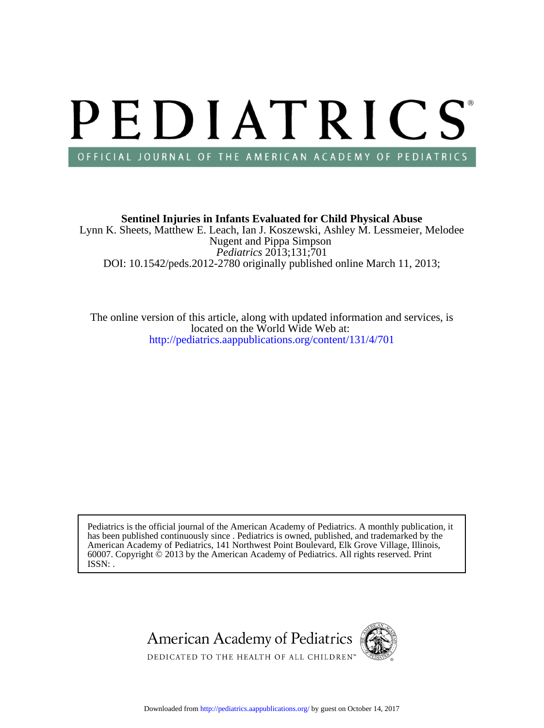# PEDIATRICS

OFFICIAL JOURNAL OF THE AMERICAN ACADEMY OF PEDIATRICS

**Sentinel Injuries in Infants Evaluated for Child Physical Abuse**

Lynn K. Sheets, Matthew E. Leach, Ian J. Koszewski, Ashley M. Lessmeier, Melodee Nugent and Pippa Simpson

*Pediatrics* 2013;131;701

DOI: 10.1542/peds.2012-2780 originally published online March 11, 2013;

The online version of this article, along with updated information and services, is located on the World Wide Web at:

http://pediatrics.aappublications.org/content/131/4/701

Pediatrics is the official journal of the American Academy of Pediatrics. A monthly publication, it has been published continuously since . Pediatrics is owned, published, and trademarked by the American Academy of Pediatrics, 141 Northwest Point Boulevard, Elk Grove Village, Illinois, 60007. Copyright © 2013 by the American Academy of Pediatrics. All rights reserved. Print ISSN: .

American Academy of Pediatrics

DEDICATED TO THE HEALTH OF ALL CHILDREN™

Downloaded from http://pediatrics.aappublications.org/ by guest on October 14, 2017